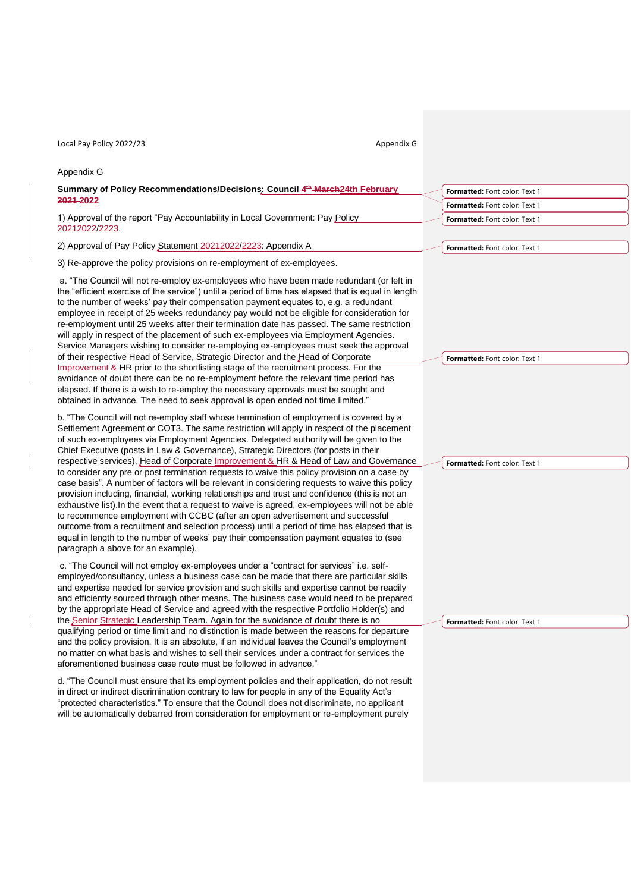Appendix G

**Summary of Policy Recommendations/Decisions: Council ~~4th March~~24th February ~~2021~~ 2022**

1) Approval of the report "Pay Accountability in Local Government: Pay Policy ~~2021~~2022/~~22~~23.

2) Approval of Pay Policy Statement ~~2021~~2022/~~22~~23: Appendix A

3) Re-approve the policy provisions on re-employment of ex-employees.

a. "The Council will not re-employ ex-employees who have been made redundant (or left in the "efficient exercise of the service") until a period of time has elapsed that is equal in length to the number of weeks' pay their compensation payment equates to, e.g. a redundant employee in receipt of 25 weeks redundancy pay would not be eligible for consideration for re-employment until 25 weeks after their termination date has passed. The same restriction will apply in respect of the placement of such ex-employees via Employment Agencies. Service Managers wishing to consider re-employing ex-employees must seek the approval of their respective Head of Service, Strategic Director and the Head of Corporate Improvement & HR prior to the shortlisting stage of the recruitment process. For the avoidance of doubt there can be no re-employment before the relevant time period has elapsed. If there is a wish to re-employ the necessary approvals must be sought and obtained in advance. The need to seek approval is open ended not time limited."

b. "The Council will not re-employ staff whose termination of employment is covered by a Settlement Agreement or COT3. The same restriction will apply in respect of the placement of such ex-employees via Employment Agencies. Delegated authority will be given to the Chief Executive (posts in Law & Governance), Strategic Directors (for posts in their respective services), Head of Corporate Improvement & HR & Head of Law and Governance to consider any pre or post termination requests to waive this policy provision on a case by case basis". A number of factors will be relevant in considering requests to waive this policy provision including, financial, working relationships and trust and confidence (this is not an exhaustive list).In the event that a request to waive is agreed, ex-employees will not be able to recommence employment with CCBC (after an open advertisement and successful outcome from a recruitment and selection process) until a period of time has elapsed that is equal in length to the number of weeks' pay their compensation payment equates to (see paragraph a above for an example).

c. "The Council will not employ ex-employees under a "contract for services" i.e. self-employed/consultancy, unless a business case can be made that there are particular skills and expertise needed for service provision and such skills and expertise cannot be readily and efficiently sourced through other means. The business case would need to be prepared by the appropriate Head of Service and agreed with the respective Portfolio Holder(s) and the ~~Senior~~ Strategic Leadership Team. Again for the avoidance of doubt there is no qualifying period or time limit and no distinction is made between the reasons for departure and the policy provision. It is an absolute, if an individual leaves the Council's employment no matter on what basis and wishes to sell their services under a contract for services the aforementioned business case route must be followed in advance."

d. "The Council must ensure that its employment policies and their application, do not result in direct or indirect discrimination contrary to law for people in any of the Equality Act's "protected characteristics." To ensure that the Council does not discriminate, no applicant will be automatically debarred from consideration for employment or re-employment purely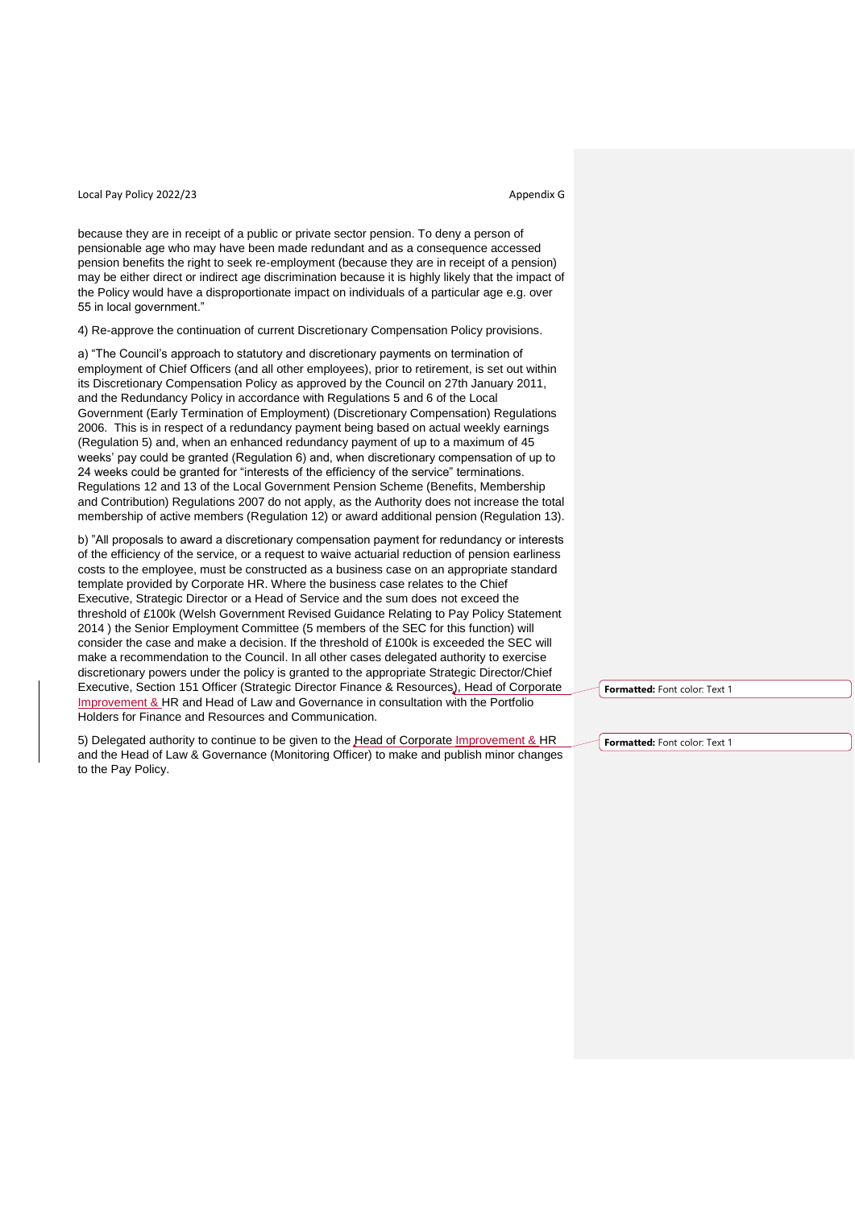because they are in receipt of a public or private sector pension. To deny a person of pensionable age who may have been made redundant and as a consequence accessed pension benefits the right to seek re-employment (because they are in receipt of a pension) may be either direct or indirect age discrimination because it is highly likely that the impact of the Policy would have a disproportionate impact on individuals of a particular age e.g. over 55 in local government."

4) Re-approve the continuation of current Discretionary Compensation Policy provisions.

a) "The Council's approach to statutory and discretionary payments on termination of employment of Chief Officers (and all other employees), prior to retirement, is set out within its Discretionary Compensation Policy as approved by the Council on 27th January 2011, and the Redundancy Policy in accordance with Regulations 5 and 6 of the Local Government (Early Termination of Employment) (Discretionary Compensation) Regulations 2006. This is in respect of a redundancy payment being based on actual weekly earnings (Regulation 5) and, when an enhanced redundancy payment of up to a maximum of 45 weeks' pay could be granted (Regulation 6) and, when discretionary compensation of up to 24 weeks could be granted for "interests of the efficiency of the service" terminations. Regulations 12 and 13 of the Local Government Pension Scheme (Benefits, Membership and Contribution) Regulations 2007 do not apply, as the Authority does not increase the total membership of active members (Regulation 12) or award additional pension (Regulation 13).

b) "All proposals to award a discretionary compensation payment for redundancy or interests of the efficiency of the service, or a request to waive actuarial reduction of pension earliness costs to the employee, must be constructed as a business case on an appropriate standard template provided by Corporate HR. Where the business case relates to the Chief Executive, Strategic Director or a Head of Service and the sum does not exceed the threshold of £100k (Welsh Government Revised Guidance Relating to Pay Policy Statement 2014 ) the Senior Employment Committee (5 members of the SEC for this function) will consider the case and make a decision. If the threshold of £100k is exceeded the SEC will make a recommendation to the Council. In all other cases delegated authority to exercise discretionary powers under the policy is granted to the appropriate Strategic Director/Chief Executive, Section 151 Officer (Strategic Director Finance & Resources), Head of Corporate Improvement & HR and Head of Law and Governance in consultation with the Portfolio Holders for Finance and Resources and Communication.

5) Delegated authority to continue to be given to the Head of Corporate Improvement & HR and the Head of Law & Governance (Monitoring Officer) to make and publish minor changes to the Pay Policy.